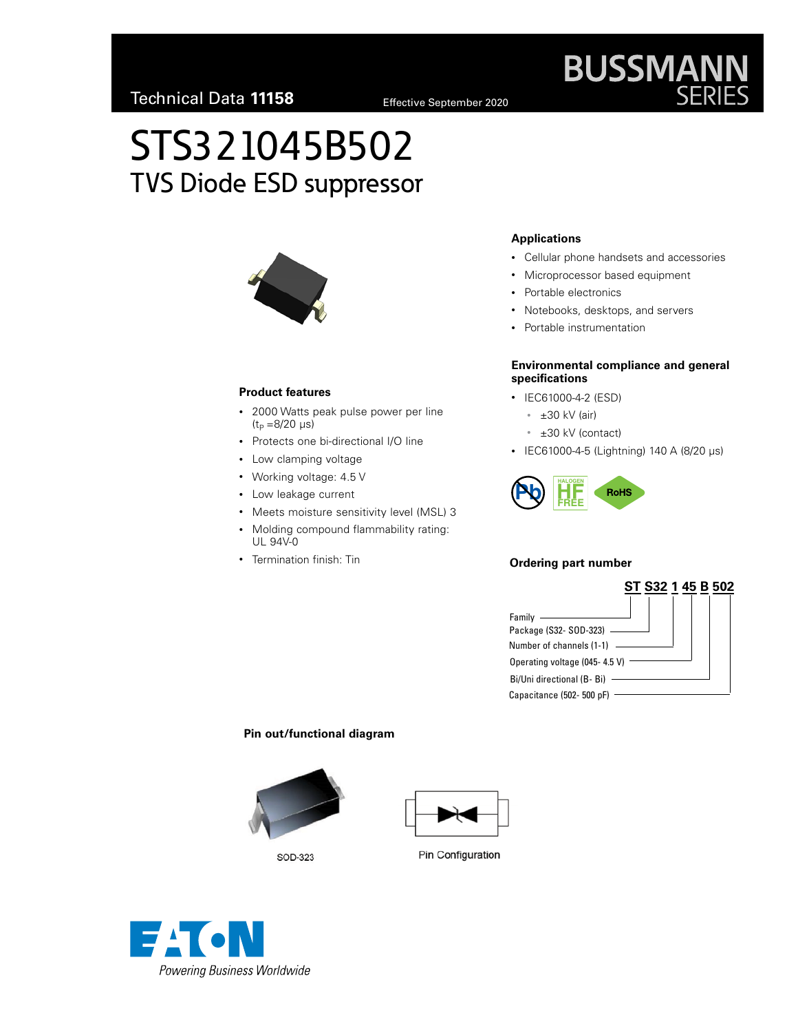Technical Data 11158

Effective September 2020

# STS321045B502

## TVS Diode ESD suppressor

### Applications

- Cellular phone handsets and accessories
- Microprocessor based equipment
- Portable electronics
- Notebooks, desktops, and servers
- Portable instrumentation

### Environmental compliance and general specifications

- IEC61000-4-2 (ESD)
  - ±30 kV (air)
  - ±30 kV (contact)
- IEC61000-4-5 (Lightning) 140 A (8/20 μs)

### Product features

- 2000 Watts peak pulse power per line ($t_P$ =8/20 μs)
- Protects one bi-directional I/O line
- Low clamping voltage
- Working voltage: 4.5 V
- Low leakage current
- Meets moisture sensitivity level (MSL) 3
- Molding compound flammability rating: UL 94V-0
- Termination finish: Tin

### Ordering part number

**ST S32 1 45 B 502**

- Family (ST)
- Package (S32- SOD-323)
- Number of channels (1-1)
- Operating voltage (045- 4.5 V)
- Bi/Uni directional (B- Bi)
- Capacitance (502- 500 pF)

### Pin out/functional diagram

SOD-323

Pin Configuration

Powering Business Worldwide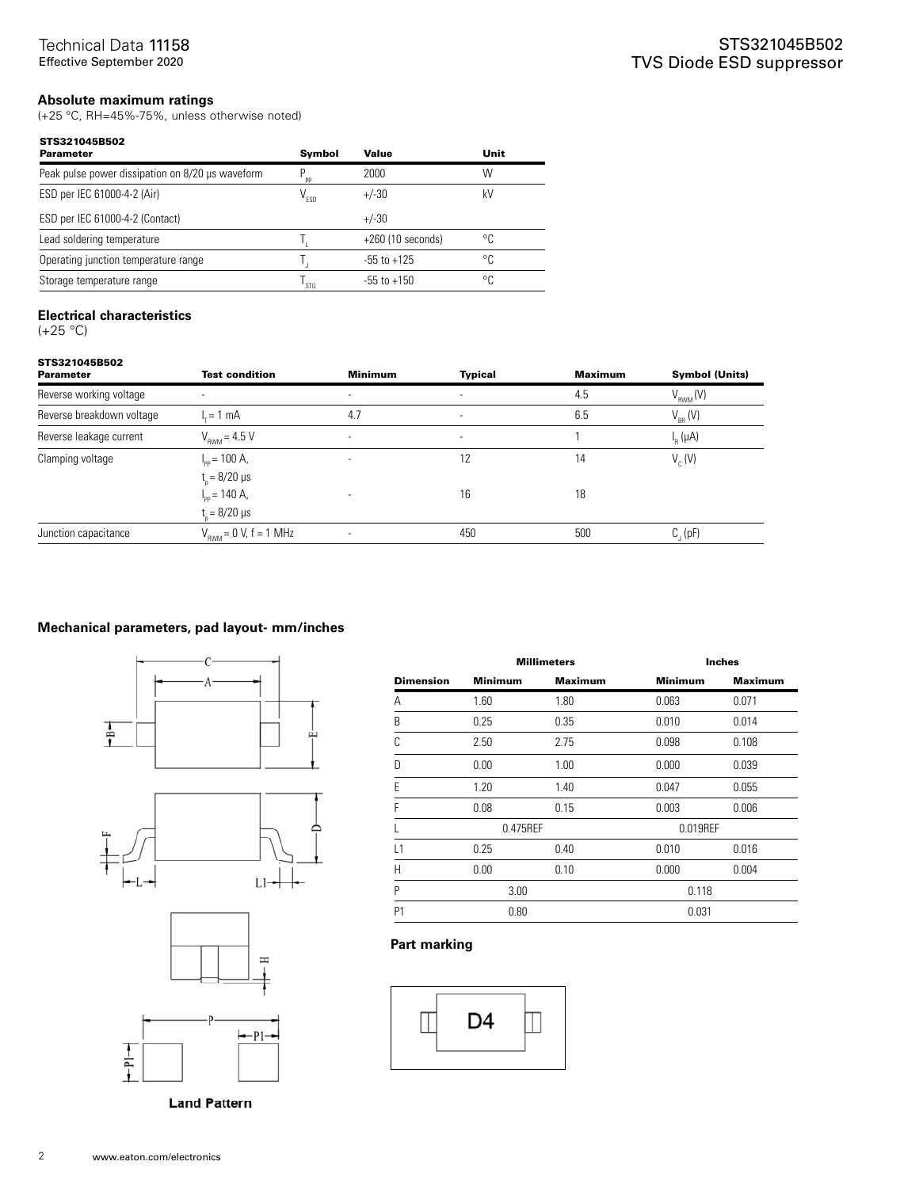## Absolute maximum ratings

(+25 °C, RH=45%-75%, unless otherwise noted)

**STS321045B502**

| Parameter | Symbol | Value | Unit |
|---|---|---|---|
| Peak pulse power dissipation on 8/20 µs waveform | $P_{pp}$ | 2000 | W |
| ESD per IEC 61000-4-2 (Air) | $V_{ESD}$ | +/-30 | kV |
| ESD per IEC 61000-4-2 (Contact) | | +/-30 | |
| Lead soldering temperature | $T_L$ | +260 (10 seconds) | °C |
| Operating junction temperature range | $T_J$ | -55 to +125 | °C |
| Storage temperature range | $T_{STG}$ | -55 to +150 | °C |

## Electrical characteristics

(+25 °C)

**STS321045B502**

| Parameter | Test condition | Minimum | Typical | Maximum | Symbol (Units) |
|---|---|---|---|---|---|
| Reverse working voltage | - | - | - | 4.5 | $V_{RWM}$ (V) |
| Reverse breakdown voltage | $I_T$ = 1 mA | 4.7 | - | 6.5 | $V_{BR}$ (V) |
| Reverse leakage current | $V_{RWM}$ = 4.5 V | - | - | 1 | $I_R$ (µA) |
| Clamping voltage | $I_{PP}$ = 100 A, $t_p$ = 8/20 µs | - | 12 | 14 | $V_C$ (V) |
| | $I_{PP}$ = 140 A, $t_p$ = 8/20 µs | - | 16 | 18 | |
| Junction capacitance | $V_{RWM}$ = 0 V, f = 1 MHz | - | 450 | 500 | $C_J$ (pF) |

## Mechanical parameters, pad layout- mm/inches

Land Pattern

| Dimension | Millimeters Minimum | Millimeters Maximum | Inches Minimum | Inches Maximum |
|---|---|---|---|---|
| A | 1.60 | 1.80 | 0.063 | 0.071 |
| B | 0.25 | 0.35 | 0.010 | 0.014 |
| C | 2.50 | 2.75 | 0.098 | 0.108 |
| D | 0.00 | 1.00 | 0.000 | 0.039 |
| E | 1.20 | 1.40 | 0.047 | 0.055 |
| F | 0.08 | 0.15 | 0.003 | 0.006 |
| L | 0.475REF | | 0.019REF | |
| L1 | 0.25 | 0.40 | 0.010 | 0.016 |
| H | 0.00 | 0.10 | 0.000 | 0.004 |
| P | 3.00 | | 0.118 | |
| P1 | 0.80 | | 0.031 | |

### Part marking

D4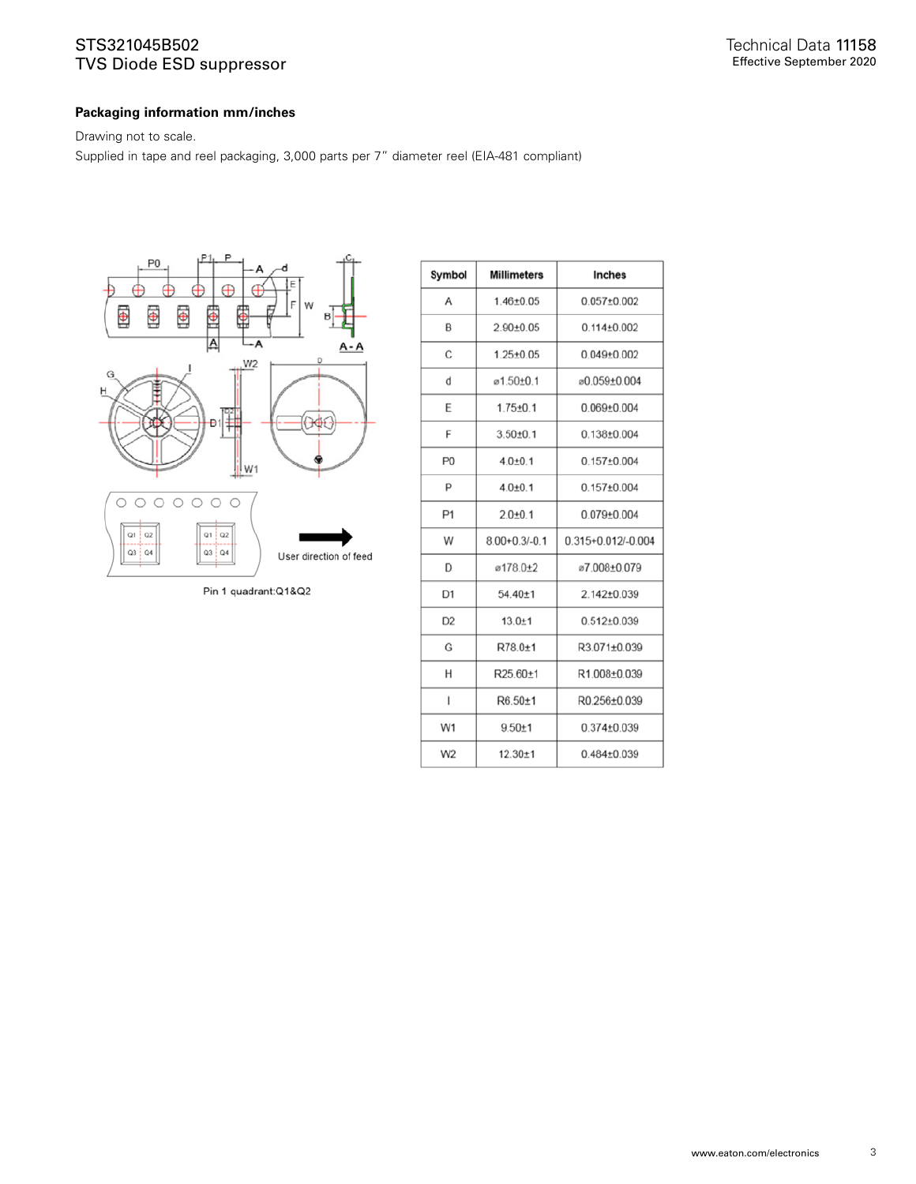## Packaging information mm/inches

Drawing not to scale.

Supplied in tape and reel packaging, 3,000 parts per 7" diameter reel (EIA-481 compliant)

| Symbol | Millimeters | Inches |
|---|---|---|
| A | 1.46±0.05 | 0.057±0.002 |
| B | 2.90±0.05 | 0.114±0.002 |
| C | 1.25±0.05 | 0.049±0.002 |
| d | ø1.50±0.1 | ø0.059±0.004 |
| E | 1.75±0.1 | 0.069±0.004 |
| F | 3.50±0.1 | 0.138±0.004 |
| P0 | 4.0±0.1 | 0.157±0.004 |
| P | 4.0±0.1 | 0.157±0.004 |
| P1 | 2.0±0.1 | 0.079±0.004 |
| W | 8.00+0.3/-0.1 | 0.315+0.012/-0.004 |
| D | ø178.0±2 | ø7.008±0.079 |
| D1 | 54.40±1 | 2.142±0.039 |
| D2 | 13.0±1 | 0.512±0.039 |
| G | R78.0±1 | R3.071±0.039 |
| H | R25.60±1 | R1.008±0.039 |
| I | R6.50±1 | R0.256±0.039 |
| W1 | 9.50±1 | 0.374±0.039 |
| W2 | 12.30±1 | 0.484±0.039 |

User direction of feed

Pin 1 quadrant:Q1&Q2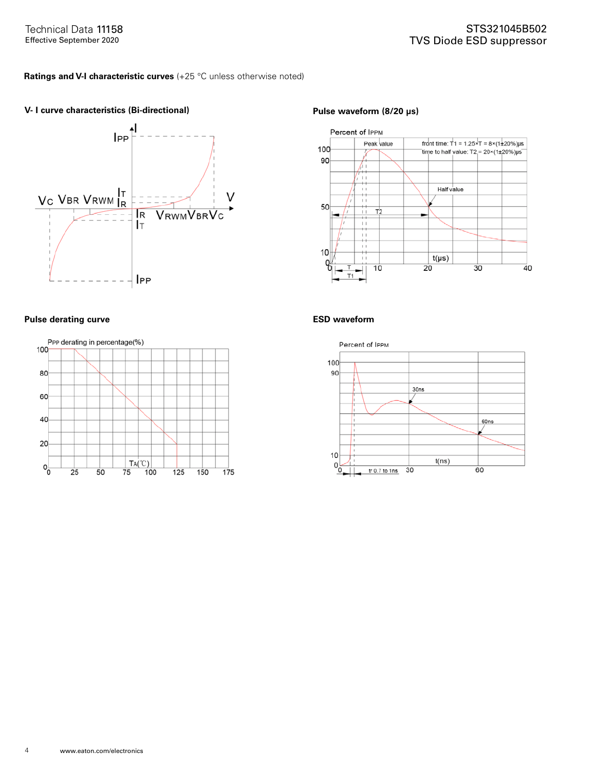**Ratings and V-I characteristic curves** (+25 °C unless otherwise noted)

### V- I curve characteristics (Bi-directional)

### Pulse waveform (8/20 μs)

### Pulse derating curve

### ESD waveform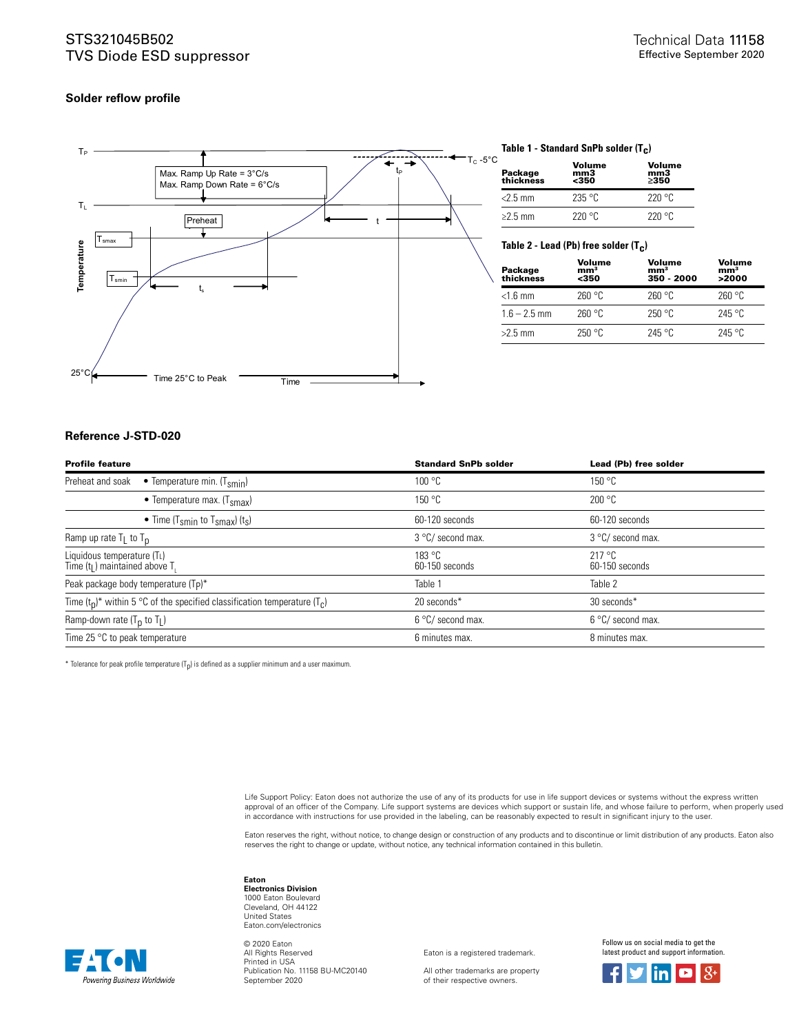## Solder reflow profile

**Table 1 - Standard SnPb solder ($T_c$)**

| Package thickness | Volume mm3 <350 | Volume mm3 ≥350 |
|---|---|---|
| <2.5 mm | 235 °C | 220 °C |
| ≥2.5 mm | 220 °C | 220 °C |

**Table 2 - Lead (Pb) free solder ($T_c$)**

| Package thickness | Volume mm³ <350 | Volume mm³ 350 - 2000 | Volume mm³ >2000 |
|---|---|---|---|
| <1.6 mm | 260 °C | 260 °C | 260 °C |
| 1.6 – 2.5 mm | 260 °C | 250 °C | 245 °C |
| >2.5 mm | 250 °C | 245 °C | 245 °C |

## Reference J-STD-020

| Profile feature | | Standard SnPb solder | Lead (Pb) free solder |
|---|---|---|---|
| Preheat and soak | • Temperature min. ($T_{smin}$) | 100 °C | 150 °C |
| | • Temperature max. ($T_{smax}$) | 150 °C | 200 °C |
| | • Time ($T_{smin}$ to $T_{smax}$) ($t_s$) | 60-120 seconds | 60-120 seconds |
| Ramp up rate $T_L$ to $T_p$ | | 3 °C/ second max. | 3 °C/ second max. |
| Liquidous temperature ($T_L$) Time ($t_L$) maintained above $T_L$ | | 183 °C 60-150 seconds | 217 °C 60-150 seconds |
| Peak package body temperature ($T_P$)* | | Table 1 | Table 2 |
| Time ($t_p$)* within 5 °C of the specified classification temperature ($T_c$) | | 20 seconds* | 30 seconds* |
| Ramp-down rate ($T_p$ to $T_L$) | | 6 °C/ second max. | 6 °C/ second max. |
| Time 25 °C to peak temperature | | 6 minutes max. | 8 minutes max. |

* Tolerance for peak profile temperature ($T_p$) is defined as a supplier minimum and a user maximum.

Life Support Policy: Eaton does not authorize the use of any of its products for use in life support devices or systems without the express written approval of an officer of the Company. Life support systems are devices which support or sustain life, and whose failure to perform, when properly used in accordance with instructions for use provided in the labeling, can be reasonably expected to result in significant injury to the user.

Eaton reserves the right, without notice, to change design or construction of any products and to discontinue or limit distribution of any products. Eaton also reserves the right to change or update, without notice, any technical information contained in this bulletin.

**Eaton**
**Electronics Division**
1000 Eaton Boulevard
Cleveland, OH 44122
United States
Eaton.com/electronics

© 2020 Eaton
All Rights Reserved
Printed in USA
Publication No. 11158 BU-MC20140
September 2020

Eaton is a registered trademark.

All other trademarks are property of their respective owners.

Follow us on social media to get the latest product and support information.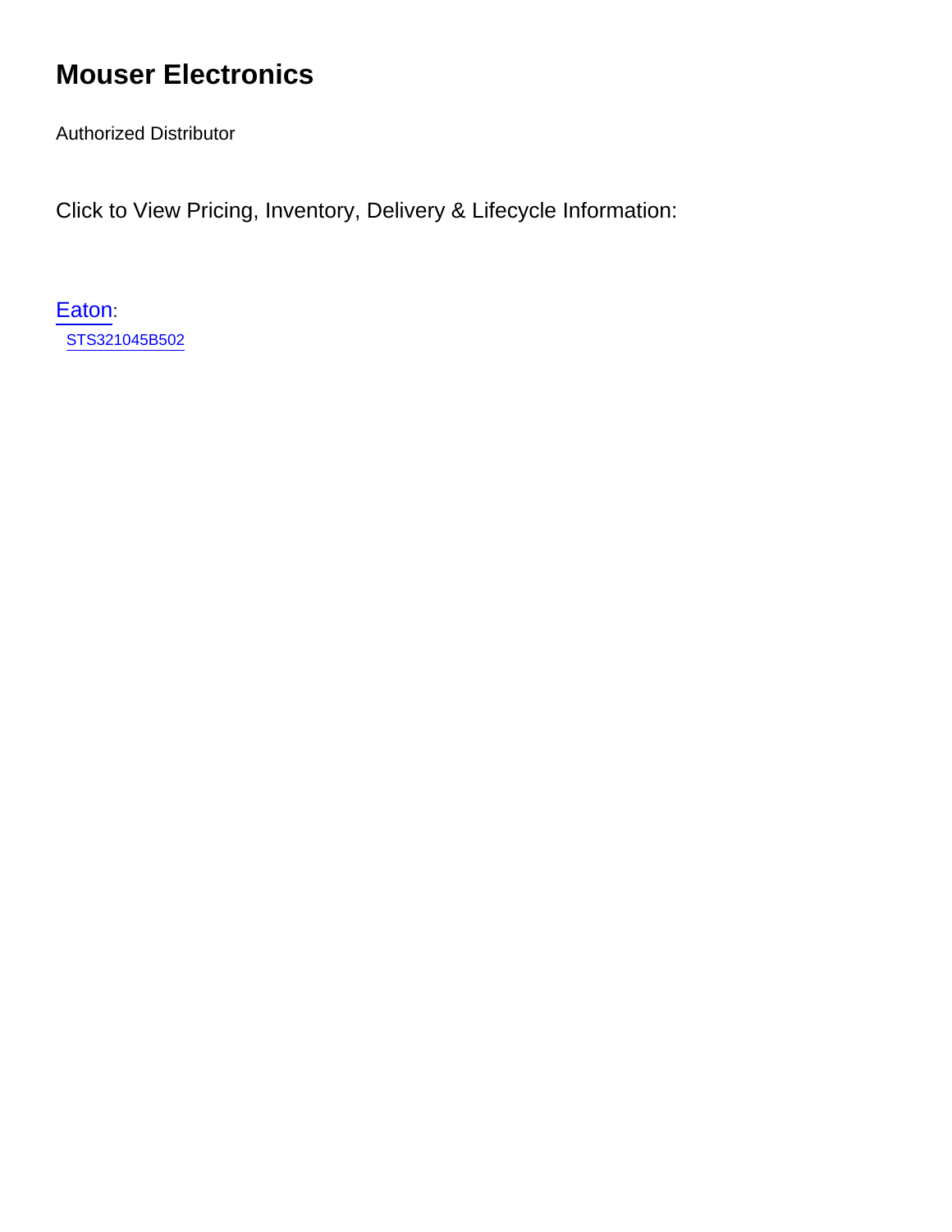# Mouser Electronics

Authorized Distributor

Click to View Pricing, Inventory, Delivery & Lifecycle Information:

Eaton:

STS321045B502